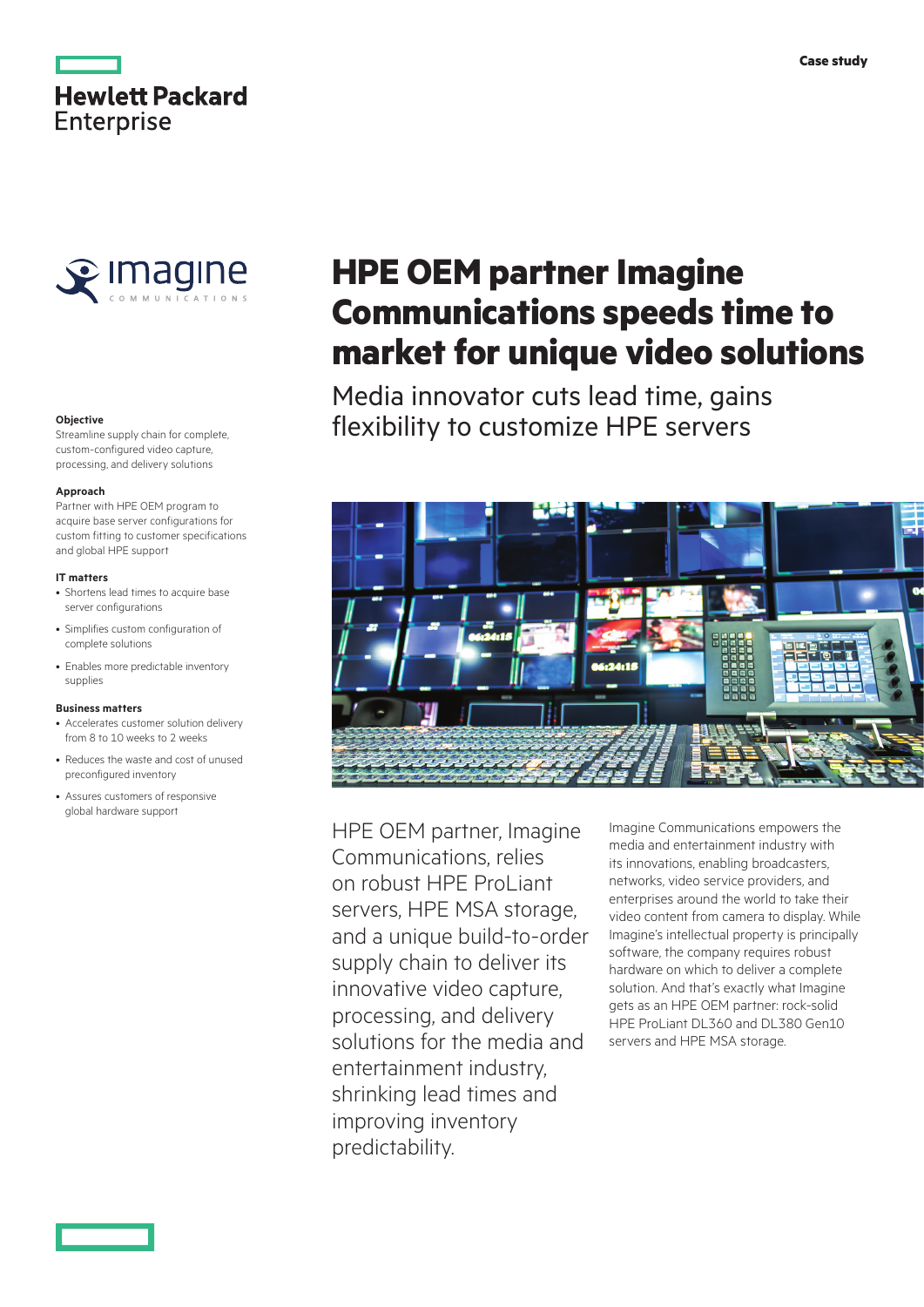Case study

# HPE OEM partner Imagine Communications speeds time to market for unique video solutions

## Media innovator cuts lead time, gains flexibility to customize HPE servers

**Objective**

Streamline supply chain for complete, custom-configured video capture, processing, and delivery solutions

**Approach**

Partner with HPE OEM program to acquire base server configurations for custom fitting to customer specifications and global HPE support

**IT matters**

- Shortens lead times to acquire base server configurations
- Simplifies custom configuration of complete solutions
- Enables more predictable inventory supplies

**Business matters**

- Accelerates customer solution delivery from 8 to 10 weeks to 2 weeks
- Reduces the waste and cost of unused preconfigured inventory
- Assures customers of responsive global hardware support

HPE OEM partner, Imagine Communications, relies on robust HPE ProLiant servers, HPE MSA storage, and a unique build-to-order supply chain to deliver its innovative video capture, processing, and delivery solutions for the media and entertainment industry, shrinking lead times and improving inventory predictability.

Imagine Communications empowers the media and entertainment industry with its innovations, enabling broadcasters, networks, video service providers, and enterprises around the world to take their video content from camera to display. While Imagine's intellectual property is principally software, the company requires robust hardware on which to deliver a complete solution. And that's exactly what Imagine gets as an HPE OEM partner: rock-solid HPE ProLiant DL360 and DL380 Gen10 servers and HPE MSA storage.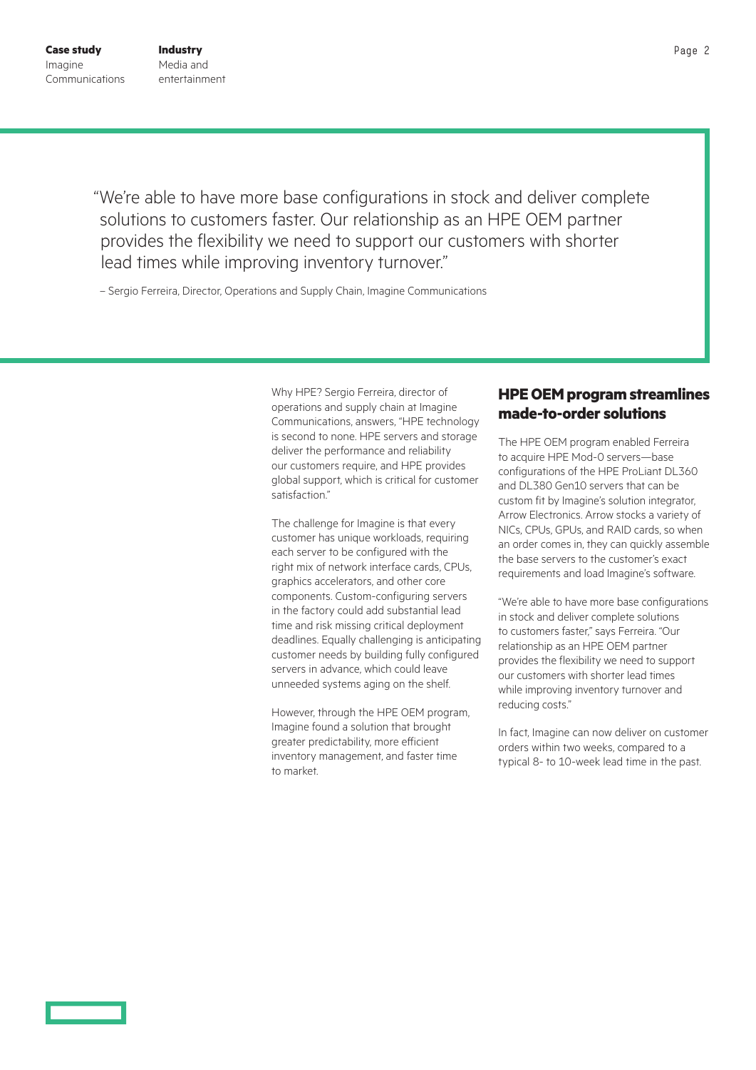> "We're able to have more base configurations in stock and deliver complete solutions to customers faster. Our relationship as an HPE OEM partner provides the flexibility we need to support our customers with shorter lead times while improving inventory turnover."
>
> – Sergio Ferreira, Director, Operations and Supply Chain, Imagine Communications

Why HPE? Sergio Ferreira, director of operations and supply chain at Imagine Communications, answers, "HPE technology is second to none. HPE servers and storage deliver the performance and reliability our customers require, and HPE provides global support, which is critical for customer satisfaction."

The challenge for Imagine is that every customer has unique workloads, requiring each server to be configured with the right mix of network interface cards, CPUs, graphics accelerators, and other core components. Custom-configuring servers in the factory could add substantial lead time and risk missing critical deployment deadlines. Equally challenging is anticipating customer needs by building fully configured servers in advance, which could leave unneeded systems aging on the shelf.

However, through the HPE OEM program, Imagine found a solution that brought greater predictability, more efficient inventory management, and faster time to market.

## HPE OEM program streamlines made-to-order solutions

The HPE OEM program enabled Ferreira to acquire HPE Mod-0 servers—base configurations of the HPE ProLiant DL360 and DL380 Gen10 servers that can be custom fit by Imagine's solution integrator, Arrow Electronics. Arrow stocks a variety of NICs, CPUs, GPUs, and RAID cards, so when an order comes in, they can quickly assemble the base servers to the customer's exact requirements and load Imagine's software.

"We're able to have more base configurations in stock and deliver complete solutions to customers faster," says Ferreira. "Our relationship as an HPE OEM partner provides the flexibility we need to support our customers with shorter lead times while improving inventory turnover and reducing costs."

In fact, Imagine can now deliver on customer orders within two weeks, compared to a typical 8- to 10-week lead time in the past.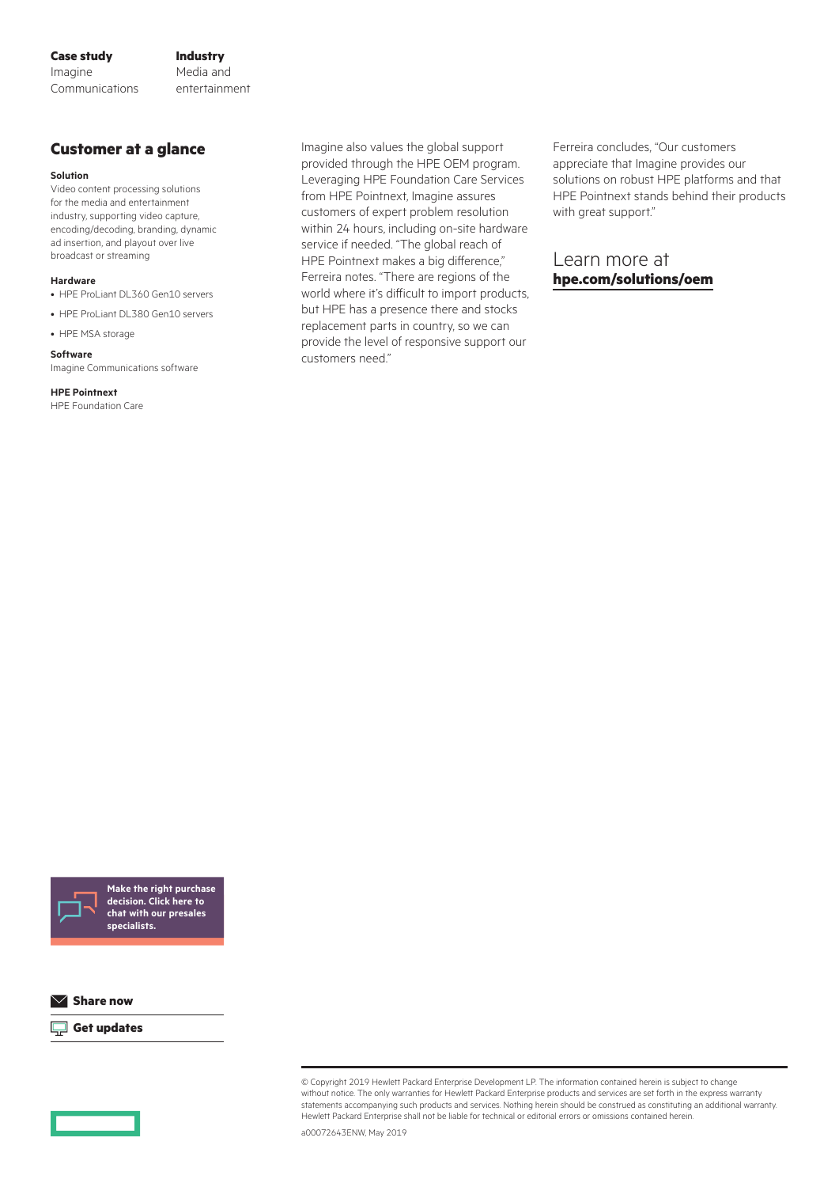**Case study**
Imagine Communications

**Industry**
Media and entertainment

## Customer at a glance

**Solution**
Video content processing solutions for the media and entertainment industry, supporting video capture, encoding/decoding, branding, dynamic ad insertion, and playout over live broadcast or streaming

**Hardware**

- HPE ProLiant DL360 Gen10 servers
- HPE ProLiant DL380 Gen10 servers
- HPE MSA storage

**Software**
Imagine Communications software

**HPE Pointnext**
HPE Foundation Care

Imagine also values the global support provided through the HPE OEM program. Leveraging HPE Foundation Care Services from HPE Pointnext, Imagine assures customers of expert problem resolution within 24 hours, including on-site hardware service if needed. "The global reach of HPE Pointnext makes a big difference," Ferreira notes. "There are regions of the world where it's difficult to import products, but HPE has a presence there and stocks replacement parts in country, so we can provide the level of responsive support our customers need."

Ferreira concludes, "Our customers appreciate that Imagine provides our solutions on robust HPE platforms and that HPE Pointnext stands behind their products with great support."

Learn more at
**hpe.com/solutions/oem**

**Make the right purchase decision. Click here to chat with our presales specialists.**

**Share now**

**Get updates**

© Copyright 2019 Hewlett Packard Enterprise Development LP. The information contained herein is subject to change without notice. The only warranties for Hewlett Packard Enterprise products and services are set forth in the express warranty statements accompanying such products and services. Nothing herein should be construed as constituting an additional warranty. Hewlett Packard Enterprise shall not be liable for technical or editorial errors or omissions contained herein.

a00072643ENW, May 2019